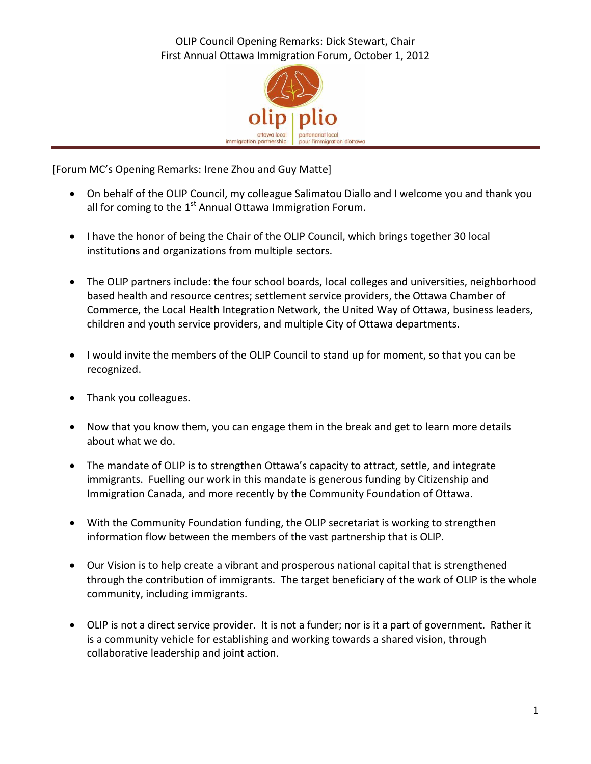# OLIP Council Opening Remarks: Dick Stewart, Chair
## First Annual Ottawa Immigration Forum, October 1, 2012

olip | plio

ottawa local immigration partnership | partenariat local pour l'immigration d'ottawa

[Forum MC's Opening Remarks: Irene Zhou and Guy Matte]

- On behalf of the OLIP Council, my colleague Salimatou Diallo and I welcome you and thank you all for coming to the 1st Annual Ottawa Immigration Forum.
- I have the honor of being the Chair of the OLIP Council, which brings together 30 local institutions and organizations from multiple sectors.
- The OLIP partners include: the four school boards, local colleges and universities, neighborhood based health and resource centres; settlement service providers, the Ottawa Chamber of Commerce, the Local Health Integration Network, the United Way of Ottawa, business leaders, children and youth service providers, and multiple City of Ottawa departments.
- I would invite the members of the OLIP Council to stand up for moment, so that you can be recognized.
- Thank you colleagues.
- Now that you know them, you can engage them in the break and get to learn more details about what we do.
- The mandate of OLIP is to strengthen Ottawa's capacity to attract, settle, and integrate immigrants. Fuelling our work in this mandate is generous funding by Citizenship and Immigration Canada, and more recently by the Community Foundation of Ottawa.
- With the Community Foundation funding, the OLIP secretariat is working to strengthen information flow between the members of the vast partnership that is OLIP.
- Our Vision is to help create a vibrant and prosperous national capital that is strengthened through the contribution of immigrants. The target beneficiary of the work of OLIP is the whole community, including immigrants.
- OLIP is not a direct service provider. It is not a funder; nor is it a part of government. Rather it is a community vehicle for establishing and working towards a shared vision, through collaborative leadership and joint action.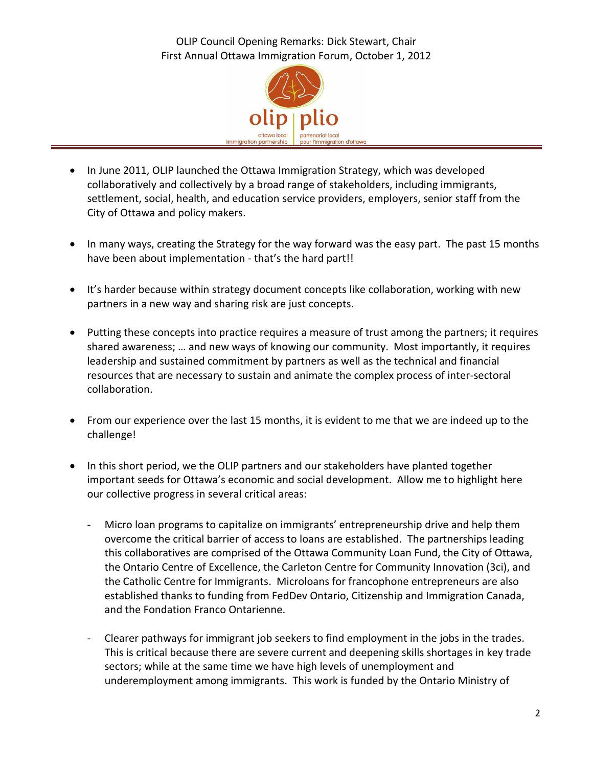- In June 2011, OLIP launched the Ottawa Immigration Strategy, which was developed collaboratively and collectively by a broad range of stakeholders, including immigrants, settlement, social, health, and education service providers, employers, senior staff from the City of Ottawa and policy makers.

- In many ways, creating the Strategy for the way forward was the easy part. The past 15 months have been about implementation - that's the hard part!!

- It's harder because within strategy document concepts like collaboration, working with new partners in a new way and sharing risk are just concepts.

- Putting these concepts into practice requires a measure of trust among the partners; it requires shared awareness; … and new ways of knowing our community. Most importantly, it requires leadership and sustained commitment by partners as well as the technical and financial resources that are necessary to sustain and animate the complex process of inter-sectoral collaboration.

- From our experience over the last 15 months, it is evident to me that we are indeed up to the challenge!

- In this short period, we the OLIP partners and our stakeholders have planted together important seeds for Ottawa's economic and social development. Allow me to highlight here our collective progress in several critical areas:

  - Micro loan programs to capitalize on immigrants' entrepreneurship drive and help them overcome the critical barrier of access to loans are established. The partnerships leading this collaboratives are comprised of the Ottawa Community Loan Fund, the City of Ottawa, the Ontario Centre of Excellence, the Carleton Centre for Community Innovation (3ci), and the Catholic Centre for Immigrants. Microloans for francophone entrepreneurs are also established thanks to funding from FedDev Ontario, Citizenship and Immigration Canada, and the Fondation Franco Ontarienne.

  - Clearer pathways for immigrant job seekers to find employment in the jobs in the trades. This is critical because there are severe current and deepening skills shortages in key trade sectors; while at the same time we have high levels of unemployment and underemployment among immigrants. This work is funded by the Ontario Ministry of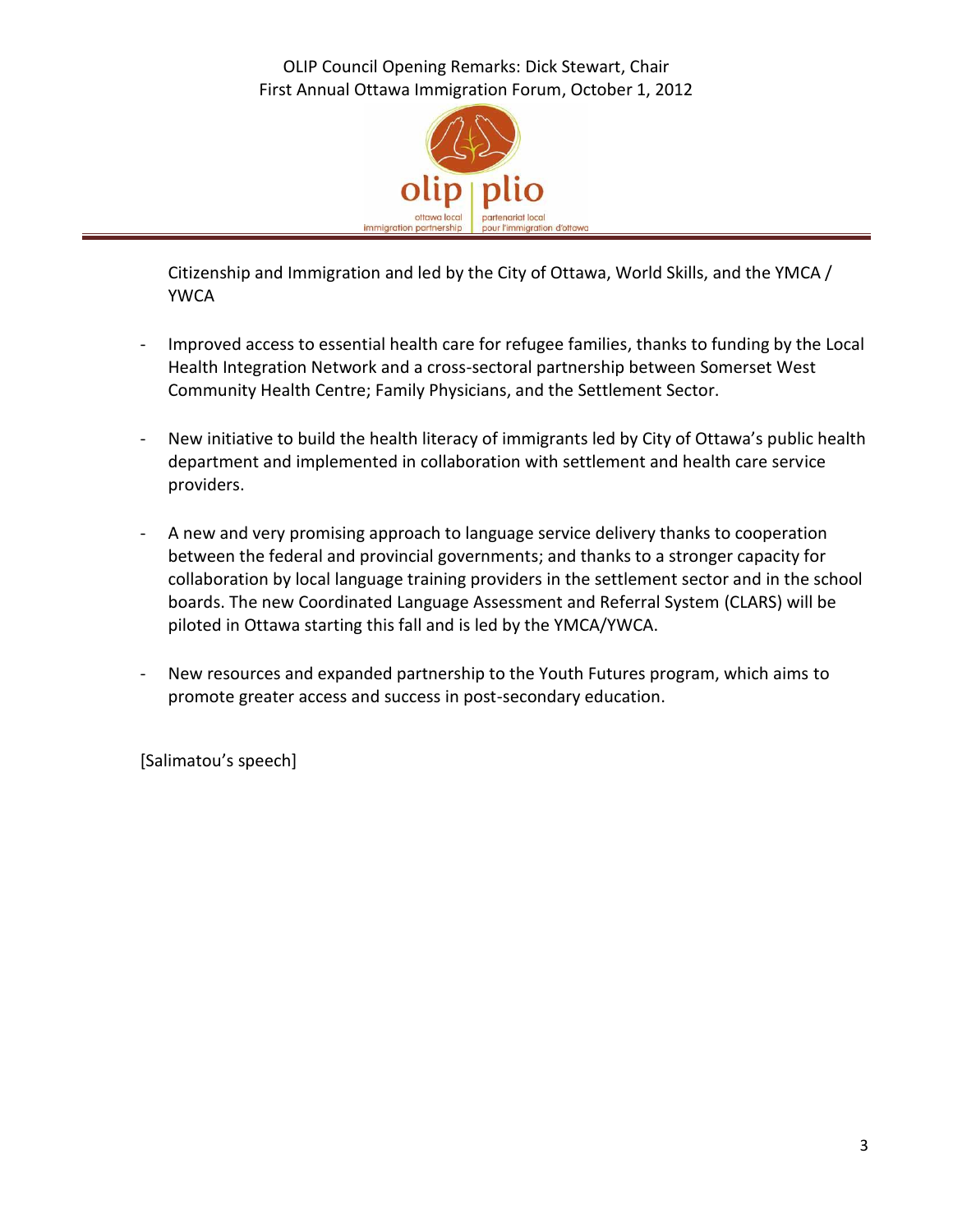Citizenship and Immigration and led by the City of Ottawa, World Skills, and the YMCA / YWCA

- Improved access to essential health care for refugee families, thanks to funding by the Local Health Integration Network and a cross-sectoral partnership between Somerset West Community Health Centre; Family Physicians, and the Settlement Sector.

- New initiative to build the health literacy of immigrants led by City of Ottawa's public health department and implemented in collaboration with settlement and health care service providers.

- A new and very promising approach to language service delivery thanks to cooperation between the federal and provincial governments; and thanks to a stronger capacity for collaboration by local language training providers in the settlement sector and in the school boards. The new Coordinated Language Assessment and Referral System (CLARS) will be piloted in Ottawa starting this fall and is led by the YMCA/YWCA.

- New resources and expanded partnership to the Youth Futures program, which aims to promote greater access and success in post-secondary education.

[Salimatou's speech]